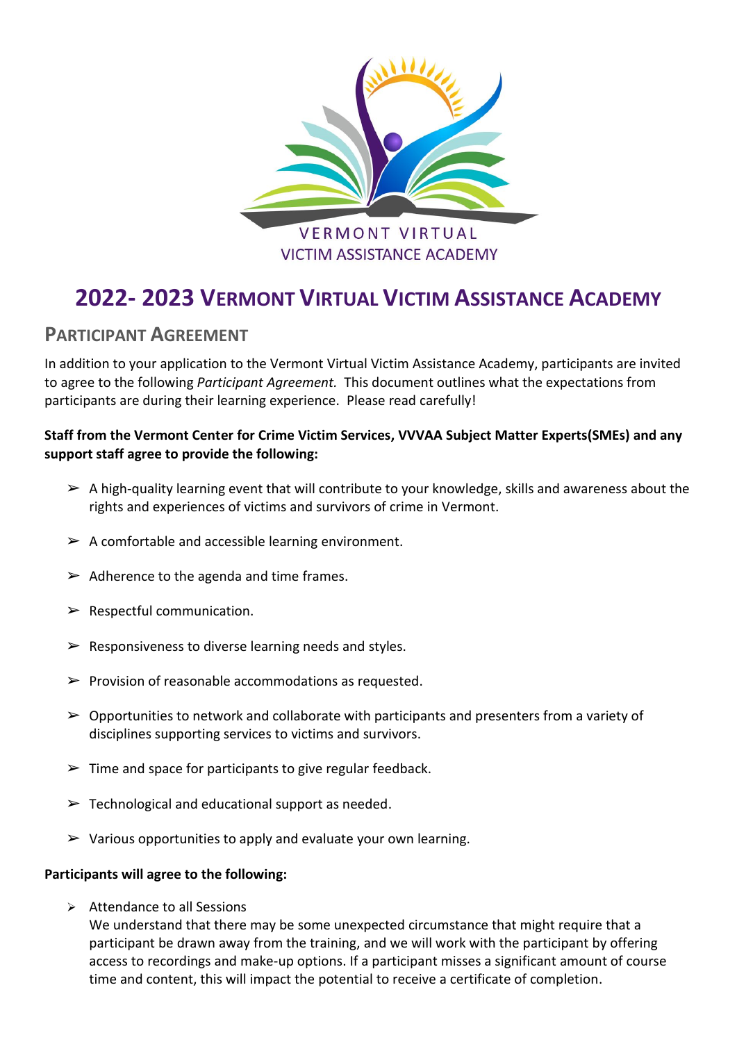VERMONT VIRTUAL
VICTIM ASSISTANCE ACADEMY

# 2022- 2023 Vermont Virtual Victim Assistance Academy

## Participant Agreement

In addition to your application to the Vermont Virtual Victim Assistance Academy, participants are invited to agree to the following *Participant Agreement.* This document outlines what the expectations from participants are during their learning experience. Please read carefully!

**Staff from the Vermont Center for Crime Victim Services, VVVAA Subject Matter Experts(SMEs) and any support staff agree to provide the following:**

- A high-quality learning event that will contribute to your knowledge, skills and awareness about the rights and experiences of victims and survivors of crime in Vermont.
- A comfortable and accessible learning environment.
- Adherence to the agenda and time frames.
- Respectful communication.
- Responsiveness to diverse learning needs and styles.
- Provision of reasonable accommodations as requested.
- Opportunities to network and collaborate with participants and presenters from a variety of disciplines supporting services to victims and survivors.
- Time and space for participants to give regular feedback.
- Technological and educational support as needed.
- Various opportunities to apply and evaluate your own learning.

**Participants will agree to the following:**

- Attendance to all Sessions
  We understand that there may be some unexpected circumstance that might require that a participant be drawn away from the training, and we will work with the participant by offering access to recordings and make-up options. If a participant misses a significant amount of course time and content, this will impact the potential to receive a certificate of completion.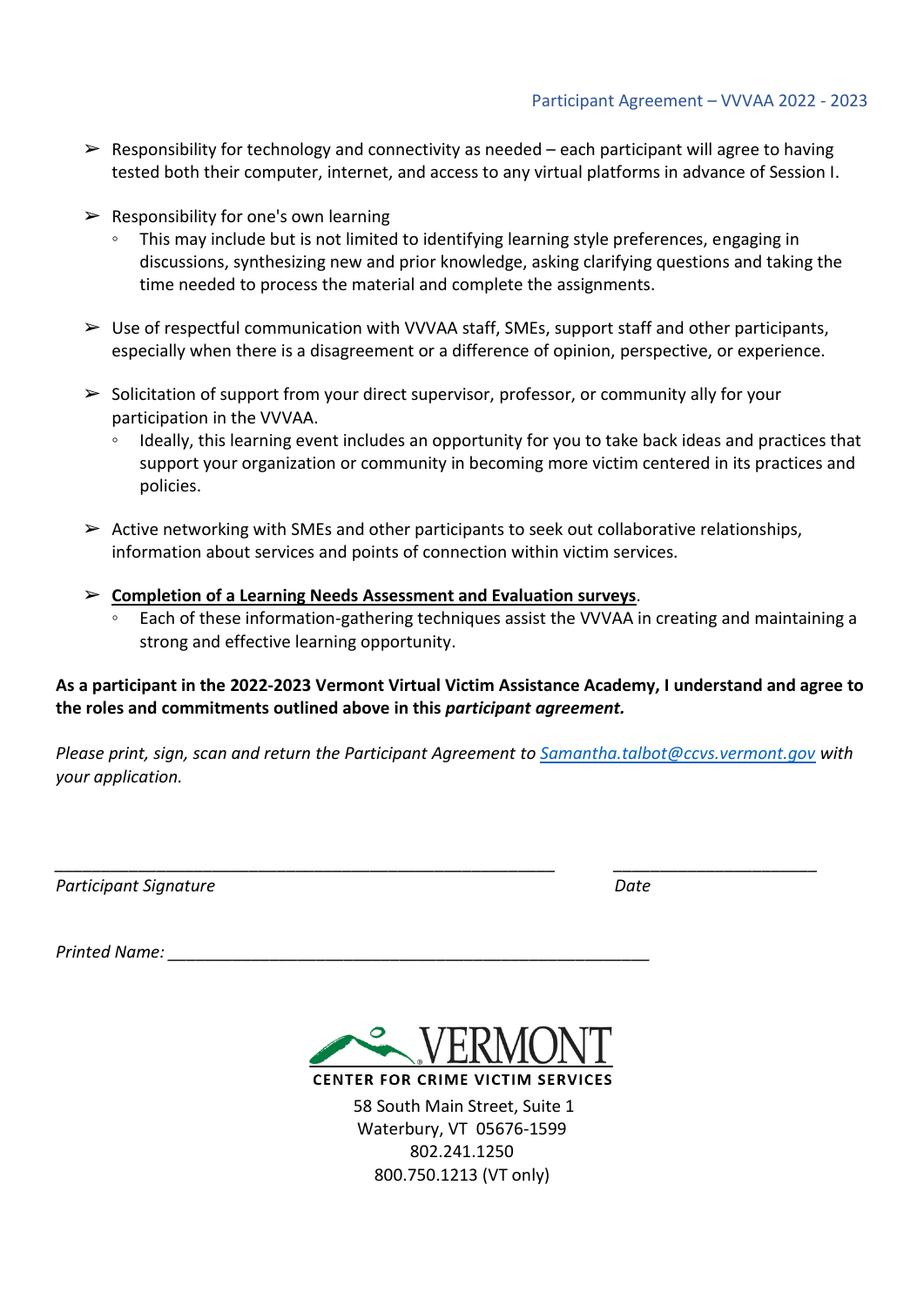- ➢ Responsibility for technology and connectivity as needed – each participant will agree to having tested both their computer, internet, and access to any virtual platforms in advance of Session I.

- ➢ Responsibility for one's own learning
  - This may include but is not limited to identifying learning style preferences, engaging in discussions, synthesizing new and prior knowledge, asking clarifying questions and taking the time needed to process the material and complete the assignments.

- ➢ Use of respectful communication with VVVAA staff, SMEs, support staff and other participants, especially when there is a disagreement or a difference of opinion, perspective, or experience.

- ➢ Solicitation of support from your direct supervisor, professor, or community ally for your participation in the VVVAA.
  - Ideally, this learning event includes an opportunity for you to take back ideas and practices that support your organization or community in becoming more victim centered in its practices and policies.

- ➢ Active networking with SMEs and other participants to seek out collaborative relationships, information about services and points of connection within victim services.

- ➢ **Completion of a Learning Needs Assessment and Evaluation surveys**.
  - Each of these information-gathering techniques assist the VVVAA in creating and maintaining a strong and effective learning opportunity.

**As a participant in the 2022-2023 Vermont Virtual Victim Assistance Academy, I understand and agree to the roles and commitments outlined above in this *participant agreement.***

*Please print, sign, scan and return the Participant Agreement to [Samantha.talbot@ccvs.vermont.gov](mailto:Samantha.talbot@ccvs.vermont.gov) with your application.*

\_\_\_\_\_\_\_\_\_\_\_\_\_\_\_\_\_\_\_\_\_\_\_\_\_\_\_\_\_\_\_\_\_\_\_\_\_\_\_\_\_\_\_\_\_\_\_\_\_\_\_\_\_\_\_\_ \_\_\_\_\_\_\_\_\_\_\_\_\_\_\_\_\_\_\_\_\_\_\_

*Participant Signature* *Date*

*Printed Name:* \_\_\_\_\_\_\_\_\_\_\_\_\_\_\_\_\_\_\_\_\_\_\_\_\_\_\_\_\_\_\_\_\_\_\_\_\_\_\_\_\_\_\_\_\_\_\_\_\_\_\_\_

VERMONT
CENTER FOR CRIME VICTIM SERVICES

58 South Main Street, Suite 1
Waterbury, VT 05676-1599
802.241.1250
800.750.1213 (VT only)